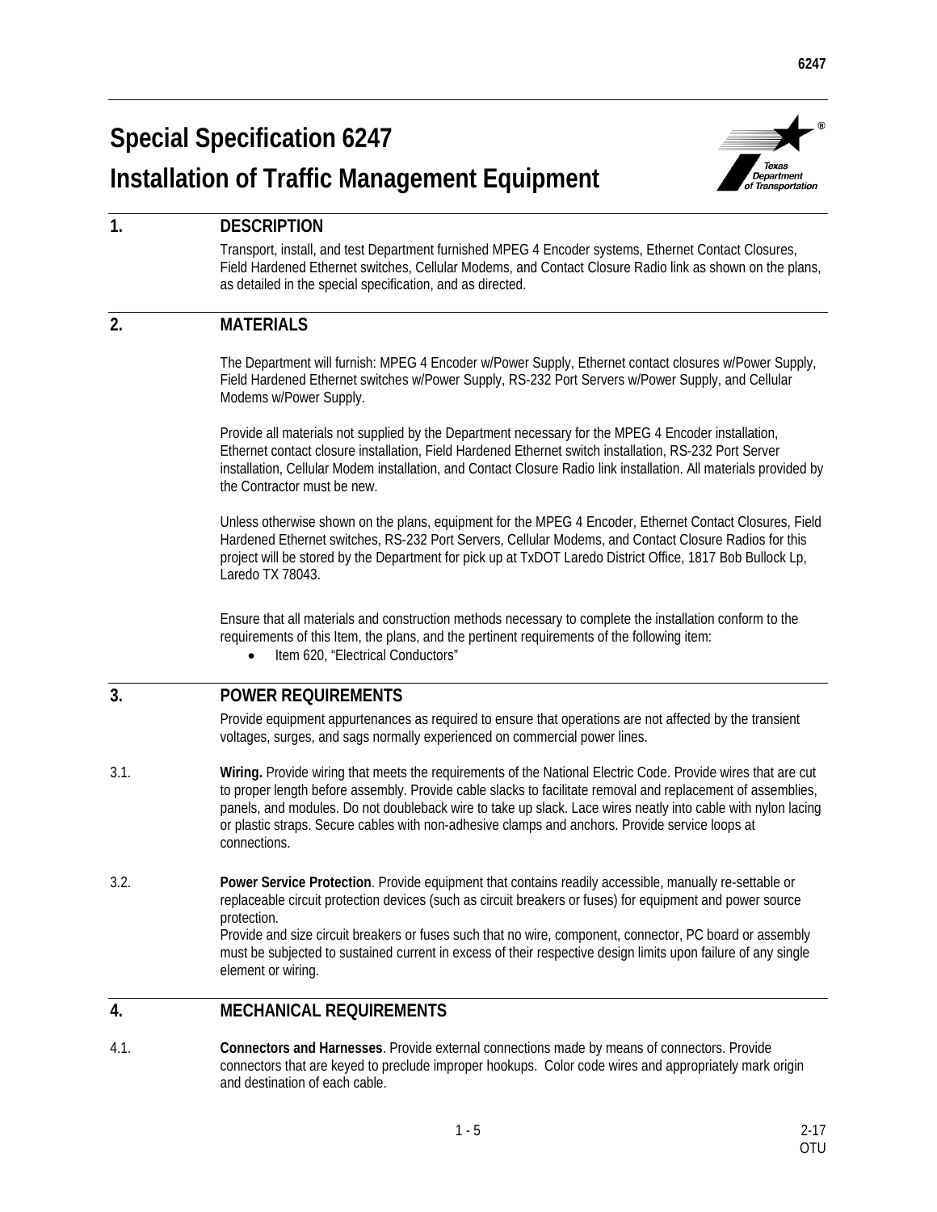# Special Specification 6247
# Installation of Traffic Management Equipment

## 1. DESCRIPTION

Transport, install, and test Department furnished MPEG 4 Encoder systems, Ethernet Contact Closures, Field Hardened Ethernet switches, Cellular Modems, and Contact Closure Radio link as shown on the plans, as detailed in the special specification, and as directed.

## 2. MATERIALS

The Department will furnish: MPEG 4 Encoder w/Power Supply, Ethernet contact closures w/Power Supply, Field Hardened Ethernet switches w/Power Supply, RS-232 Port Servers w/Power Supply, and Cellular Modems w/Power Supply.

Provide all materials not supplied by the Department necessary for the MPEG 4 Encoder installation, Ethernet contact closure installation, Field Hardened Ethernet switch installation, RS-232 Port Server installation, Cellular Modem installation, and Contact Closure Radio link installation. All materials provided by the Contractor must be new.

Unless otherwise shown on the plans, equipment for the MPEG 4 Encoder, Ethernet Contact Closures, Field Hardened Ethernet switches, RS-232 Port Servers, Cellular Modems, and Contact Closure Radios for this project will be stored by the Department for pick up at TxDOT Laredo District Office, 1817 Bob Bullock Lp, Laredo TX 78043.

Ensure that all materials and construction methods necessary to complete the installation conform to the requirements of this Item, the plans, and the pertinent requirements of the following item:

- Item 620, "Electrical Conductors"

## 3. POWER REQUIREMENTS

Provide equipment appurtenances as required to ensure that operations are not affected by the transient voltages, surges, and sags normally experienced on commercial power lines.

3.1. **Wiring.** Provide wiring that meets the requirements of the National Electric Code. Provide wires that are cut to proper length before assembly. Provide cable slacks to facilitate removal and replacement of assemblies, panels, and modules. Do not doubleback wire to take up slack. Lace wires neatly into cable with nylon lacing or plastic straps. Secure cables with non-adhesive clamps and anchors. Provide service loops at connections.

3.2. **Power Service Protection**. Provide equipment that contains readily accessible, manually re-settable or replaceable circuit protection devices (such as circuit breakers or fuses) for equipment and power source protection.
Provide and size circuit breakers or fuses such that no wire, component, connector, PC board or assembly must be subjected to sustained current in excess of their respective design limits upon failure of any single element or wiring.

## 4. MECHANICAL REQUIREMENTS

4.1. **Connectors and Harnesses**. Provide external connections made by means of connectors. Provide connectors that are keyed to preclude improper hookups. Color code wires and appropriately mark origin and destination of each cable.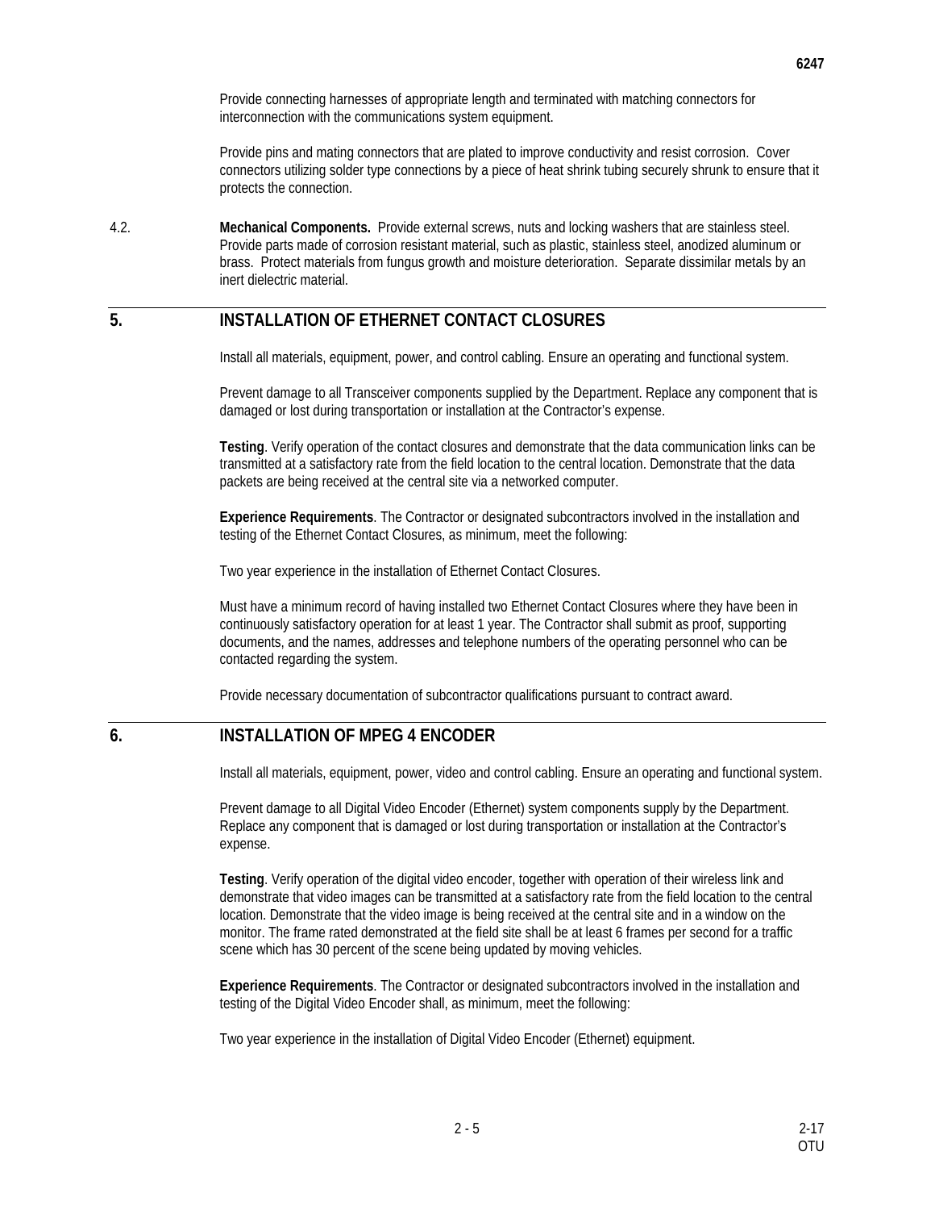Provide connecting harnesses of appropriate length and terminated with matching connectors for interconnection with the communications system equipment.

Provide pins and mating connectors that are plated to improve conductivity and resist corrosion. Cover connectors utilizing solder type connections by a piece of heat shrink tubing securely shrunk to ensure that it protects the connection.

4.2. **Mechanical Components.** Provide external screws, nuts and locking washers that are stainless steel. Provide parts made of corrosion resistant material, such as plastic, stainless steel, anodized aluminum or brass. Protect materials from fungus growth and moisture deterioration. Separate dissimilar metals by an inert dielectric material.

## 5. INSTALLATION OF ETHERNET CONTACT CLOSURES

Install all materials, equipment, power, and control cabling. Ensure an operating and functional system.

Prevent damage to all Transceiver components supplied by the Department. Replace any component that is damaged or lost during transportation or installation at the Contractor's expense.

**Testing**. Verify operation of the contact closures and demonstrate that the data communication links can be transmitted at a satisfactory rate from the field location to the central location. Demonstrate that the data packets are being received at the central site via a networked computer.

**Experience Requirements**. The Contractor or designated subcontractors involved in the installation and testing of the Ethernet Contact Closures, as minimum, meet the following:

Two year experience in the installation of Ethernet Contact Closures.

Must have a minimum record of having installed two Ethernet Contact Closures where they have been in continuously satisfactory operation for at least 1 year. The Contractor shall submit as proof, supporting documents, and the names, addresses and telephone numbers of the operating personnel who can be contacted regarding the system.

Provide necessary documentation of subcontractor qualifications pursuant to contract award.

## 6. INSTALLATION OF MPEG 4 ENCODER

Install all materials, equipment, power, video and control cabling. Ensure an operating and functional system.

Prevent damage to all Digital Video Encoder (Ethernet) system components supply by the Department. Replace any component that is damaged or lost during transportation or installation at the Contractor's expense.

**Testing**. Verify operation of the digital video encoder, together with operation of their wireless link and demonstrate that video images can be transmitted at a satisfactory rate from the field location to the central location. Demonstrate that the video image is being received at the central site and in a window on the monitor. The frame rated demonstrated at the field site shall be at least 6 frames per second for a traffic scene which has 30 percent of the scene being updated by moving vehicles.

**Experience Requirements**. The Contractor or designated subcontractors involved in the installation and testing of the Digital Video Encoder shall, as minimum, meet the following:

Two year experience in the installation of Digital Video Encoder (Ethernet) equipment.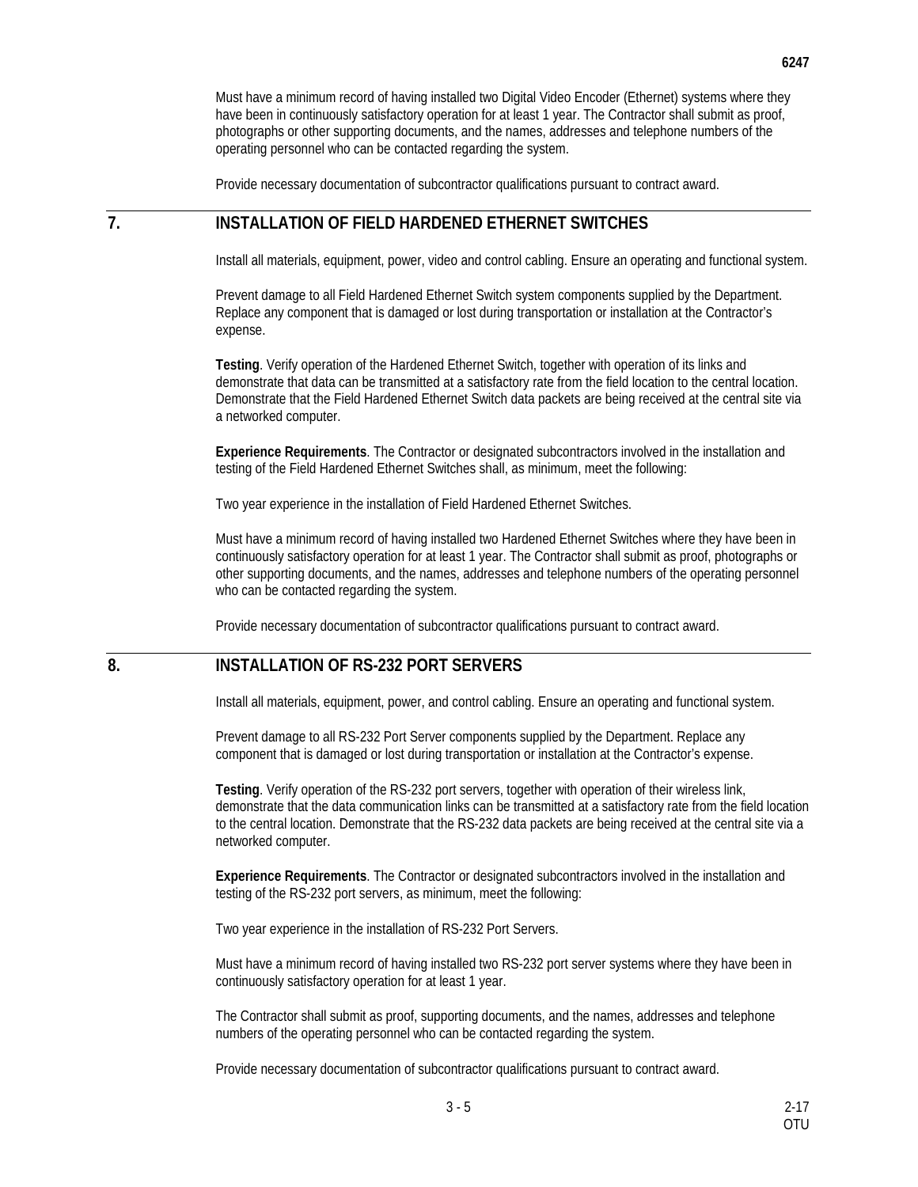Must have a minimum record of having installed two Digital Video Encoder (Ethernet) systems where they have been in continuously satisfactory operation for at least 1 year. The Contractor shall submit as proof, photographs or other supporting documents, and the names, addresses and telephone numbers of the operating personnel who can be contacted regarding the system.

Provide necessary documentation of subcontractor qualifications pursuant to contract award.

## 7. INSTALLATION OF FIELD HARDENED ETHERNET SWITCHES

Install all materials, equipment, power, video and control cabling. Ensure an operating and functional system.

Prevent damage to all Field Hardened Ethernet Switch system components supplied by the Department. Replace any component that is damaged or lost during transportation or installation at the Contractor's expense.

**Testing**. Verify operation of the Hardened Ethernet Switch, together with operation of its links and demonstrate that data can be transmitted at a satisfactory rate from the field location to the central location. Demonstrate that the Field Hardened Ethernet Switch data packets are being received at the central site via a networked computer.

**Experience Requirements**. The Contractor or designated subcontractors involved in the installation and testing of the Field Hardened Ethernet Switches shall, as minimum, meet the following:

Two year experience in the installation of Field Hardened Ethernet Switches.

Must have a minimum record of having installed two Hardened Ethernet Switches where they have been in continuously satisfactory operation for at least 1 year. The Contractor shall submit as proof, photographs or other supporting documents, and the names, addresses and telephone numbers of the operating personnel who can be contacted regarding the system.

Provide necessary documentation of subcontractor qualifications pursuant to contract award.

## 8. INSTALLATION OF RS-232 PORT SERVERS

Install all materials, equipment, power, and control cabling. Ensure an operating and functional system.

Prevent damage to all RS-232 Port Server components supplied by the Department. Replace any component that is damaged or lost during transportation or installation at the Contractor's expense.

**Testing**. Verify operation of the RS-232 port servers, together with operation of their wireless link, demonstrate that the data communication links can be transmitted at a satisfactory rate from the field location to the central location. Demonstrate that the RS-232 data packets are being received at the central site via a networked computer.

**Experience Requirements**. The Contractor or designated subcontractors involved in the installation and testing of the RS-232 port servers, as minimum, meet the following:

Two year experience in the installation of RS-232 Port Servers.

Must have a minimum record of having installed two RS-232 port server systems where they have been in continuously satisfactory operation for at least 1 year.

The Contractor shall submit as proof, supporting documents, and the names, addresses and telephone numbers of the operating personnel who can be contacted regarding the system.

Provide necessary documentation of subcontractor qualifications pursuant to contract award.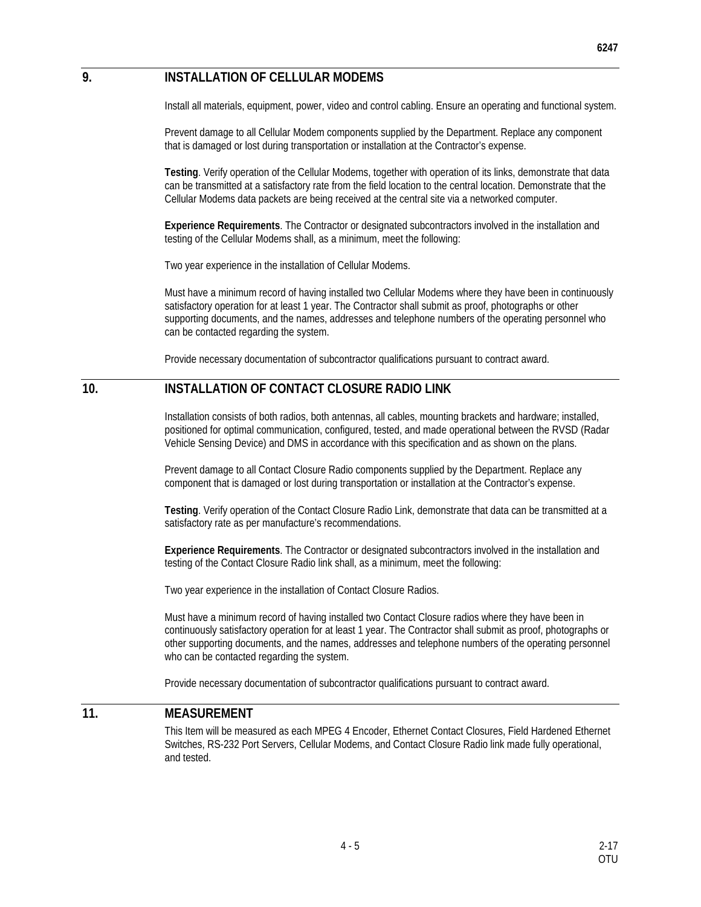## 9. INSTALLATION OF CELLULAR MODEMS

Install all materials, equipment, power, video and control cabling. Ensure an operating and functional system.

Prevent damage to all Cellular Modem components supplied by the Department. Replace any component that is damaged or lost during transportation or installation at the Contractor's expense.

**Testing**. Verify operation of the Cellular Modems, together with operation of its links, demonstrate that data can be transmitted at a satisfactory rate from the field location to the central location. Demonstrate that the Cellular Modems data packets are being received at the central site via a networked computer.

**Experience Requirements**. The Contractor or designated subcontractors involved in the installation and testing of the Cellular Modems shall, as a minimum, meet the following:

Two year experience in the installation of Cellular Modems.

Must have a minimum record of having installed two Cellular Modems where they have been in continuously satisfactory operation for at least 1 year. The Contractor shall submit as proof, photographs or other supporting documents, and the names, addresses and telephone numbers of the operating personnel who can be contacted regarding the system.

Provide necessary documentation of subcontractor qualifications pursuant to contract award.

## 10. INSTALLATION OF CONTACT CLOSURE RADIO LINK

Installation consists of both radios, both antennas, all cables, mounting brackets and hardware; installed, positioned for optimal communication, configured, tested, and made operational between the RVSD (Radar Vehicle Sensing Device) and DMS in accordance with this specification and as shown on the plans.

Prevent damage to all Contact Closure Radio components supplied by the Department. Replace any component that is damaged or lost during transportation or installation at the Contractor's expense.

**Testing**. Verify operation of the Contact Closure Radio Link, demonstrate that data can be transmitted at a satisfactory rate as per manufacture's recommendations.

**Experience Requirements**. The Contractor or designated subcontractors involved in the installation and testing of the Contact Closure Radio link shall, as a minimum, meet the following:

Two year experience in the installation of Contact Closure Radios.

Must have a minimum record of having installed two Contact Closure radios where they have been in continuously satisfactory operation for at least 1 year. The Contractor shall submit as proof, photographs or other supporting documents, and the names, addresses and telephone numbers of the operating personnel who can be contacted regarding the system.

Provide necessary documentation of subcontractor qualifications pursuant to contract award.

## 11. MEASUREMENT

This Item will be measured as each MPEG 4 Encoder, Ethernet Contact Closures, Field Hardened Ethernet Switches, RS-232 Port Servers, Cellular Modems, and Contact Closure Radio link made fully operational, and tested.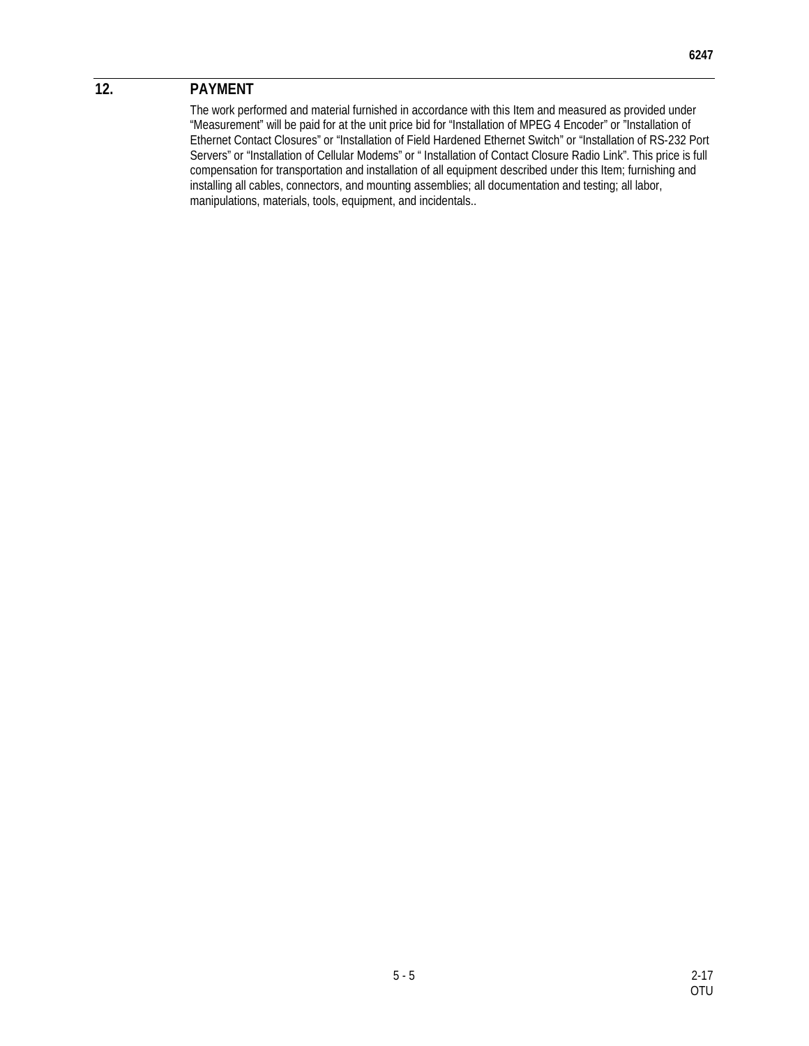## 12. PAYMENT

The work performed and material furnished in accordance with this Item and measured as provided under "Measurement" will be paid for at the unit price bid for "Installation of MPEG 4 Encoder" or "Installation of Ethernet Contact Closures" or "Installation of Field Hardened Ethernet Switch" or "Installation of RS-232 Port Servers" or "Installation of Cellular Modems" or " Installation of Contact Closure Radio Link". This price is full compensation for transportation and installation of all equipment described under this Item; furnishing and installing all cables, connectors, and mounting assemblies; all documentation and testing; all labor, manipulations, materials, tools, equipment, and incidentals..